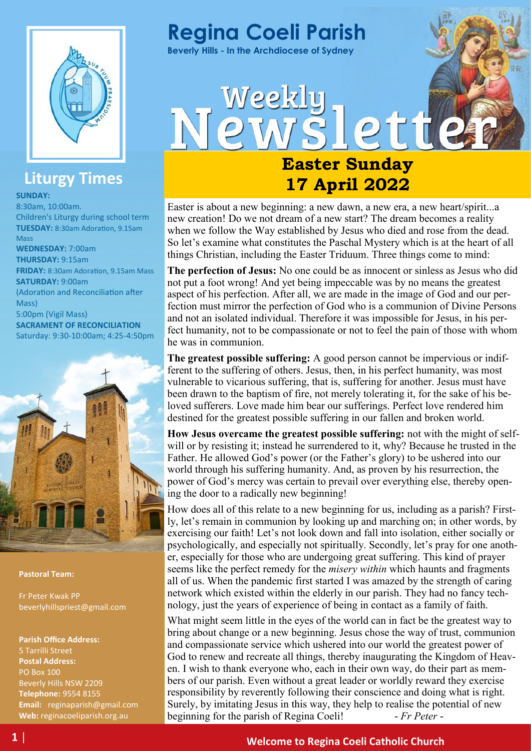# Regina Coeli Parish

**Beverly Hills - In the Archdiocese of Sydney**

# Weekly Newsletter

## Easter Sunday 17 April 2022

Easter is about a new beginning: a new dawn, a new era, a new heart/spirit...a new creation! Do we not dream of a new start? The dream becomes a reality when we follow the Way established by Jesus who died and rose from the dead. So let's examine what constitutes the Paschal Mystery which is at the heart of all things Christian, including the Easter Triduum. Three things come to mind:

**The perfection of Jesus:** No one could be as innocent or sinless as Jesus who did not put a foot wrong! And yet being impeccable was by no means the greatest aspect of his perfection. After all, we are made in the image of God and our perfection must mirror the perfection of God who is a communion of Divine Persons and not an isolated individual. Therefore it was impossible for Jesus, in his perfect humanity, not to be compassionate or not to feel the pain of those with whom he was in communion.

**The greatest possible suffering:** A good person cannot be impervious or indifferent to the suffering of others. Jesus, then, in his perfect humanity, was most vulnerable to vicarious suffering, that is, suffering for another. Jesus must have been drawn to the baptism of fire, not merely tolerating it, for the sake of his beloved sufferers. Love made him bear our sufferings. Perfect love rendered him destined for the greatest possible suffering in our fallen and broken world.

**How Jesus overcame the greatest possible suffering:** not with the might of self-will or by resisting it; instead he surrendered to it, why? Because he trusted in the Father. He allowed God's power (or the Father's glory) to be ushered into our world through his suffering humanity. And, as proven by his resurrection, the power of God's mercy was certain to prevail over everything else, thereby opening the door to a radically new beginning!

How does all of this relate to a new beginning for us, including as a parish? Firstly, let's remain in communion by looking up and marching on; in other words, by exercising our faith! Let's not look down and fall into isolation, either socially or psychologically, and especially not spiritually. Secondly, let's pray for one another, especially for those who are undergoing great suffering. This kind of prayer seems like the perfect remedy for the *misery within* which haunts and fragments all of us. When the pandemic first started I was amazed by the strength of caring network which existed within the elderly in our parish. They had no fancy technology, just the years of experience of being in contact as a family of faith.

What might seem little in the eyes of the world can in fact be the greatest way to bring about change or a new beginning. Jesus chose the way of trust, communion and compassionate service which ushered into our world the greatest power of God to renew and recreate all things, thereby inaugurating the Kingdom of Heaven. I wish to thank everyone who, each in their own way, do their part as members of our parish. Even without a great leader or worldly reward they exercise responsibility by reverently following their conscience and doing what is right. Surely, by imitating Jesus in this way, they help to realise the potential of new beginning for the parish of Regina Coeli! *- Fr Peter -*

## Liturgy Times

**SUNDAY:**
8:30am, 10:00am.
Children's Liturgy during school term

**TUESDAY:** 8:30am Adoration, 9.15am Mass

**WEDNESDAY:** 7:00am

**THURSDAY:** 9:15am

**FRIDAY:** 8:30am Adoration, 9.15am Mass

**SATURDAY:** 9:00am
(Adoration and Reconciliation after Mass)
5:00pm (Vigil Mass)

**SACRAMENT OF RECONCILIATION**
Saturday: 9:30-10:00am; 4:25-4:50pm

**Pastoral Team:**

Fr Peter Kwak PP
beverlyhillspriest@gmail.com

**Parish Office Address:**
5 Tarrilli Street

**Postal Address:**
PO Box 100
Beverly Hills NSW 2209

**Telephone:** 9554 8155

**Email:** reginaparish@gmail.com

**Web:** reginacoeliparish.org.au

**Welcome to Regina Coeli Catholic Church**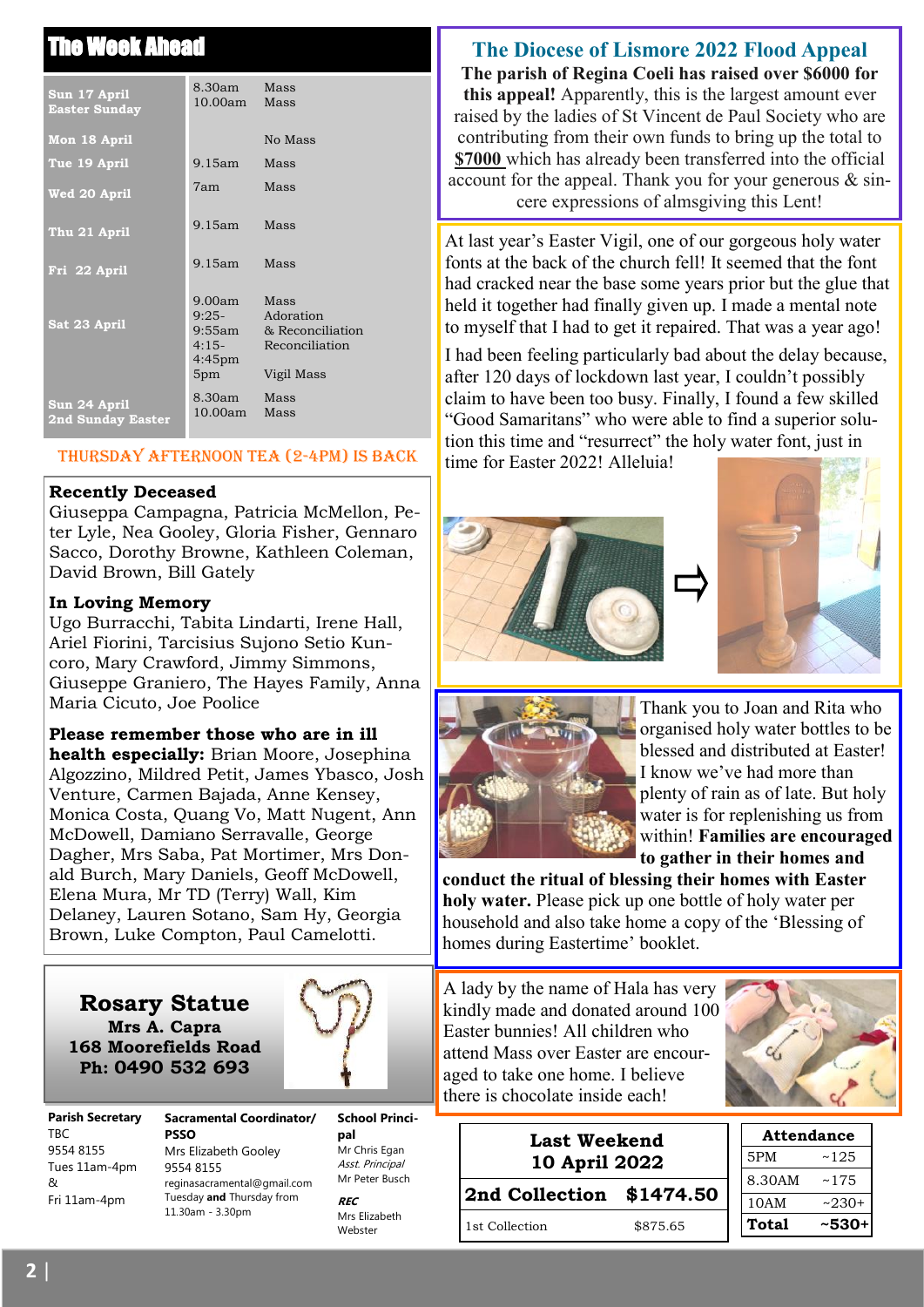## The Week Ahead

| | | |
|---|---|---|
| Sun 17 April Easter Sunday | 8.30am<br>10.00am | Mass<br>Mass |
| Mon 18 April | | No Mass |
| Tue 19 April | 9.15am | Mass |
| Wed 20 April | 7am | Mass |
| Thu 21 April | 9.15am | Mass |
| Fri 22 April | 9.15am | Mass |
| Sat 23 April | 9.00am<br>9:25-9:55am<br>4:15-4:45pm<br>5pm | Mass<br>Adoration & Reconciliation<br>Reconciliation<br>Vigil Mass |
| Sun 24 April 2nd Sunday Easter | 8.30am<br>10.00am | Mass<br>Mass |

THURSDAY AFTERNOON TEA (2-4PM) IS BACK

**Recently Deceased**
Giuseppa Campagna, Patricia McMellon, Peter Lyle, Nea Gooley, Gloria Fisher, Gennaro Sacco, Dorothy Browne, Kathleen Coleman, David Brown, Bill Gately

**In Loving Memory**
Ugo Burracchi, Tabita Lindarti, Irene Hall, Ariel Fiorini, Tarcisius Sujono Setio Kuncoro, Mary Crawford, Jimmy Simmons, Giuseppe Graniero, The Hayes Family, Anna Maria Cicuto, Joe Poolice

**Please remember those who are in ill health especially:** Brian Moore, Josephina Algozzino, Mildred Petit, James Ybasco, Josh Venture, Carmen Bajada, Anne Kensey, Monica Costa, Quang Vo, Matt Nugent, Ann McDowell, Damiano Serravalle, George Dagher, Mrs Saba, Pat Mortimer, Mrs Donald Burch, Mary Daniels, Geoff McDowell, Elena Mura, Mr TD (Terry) Wall, Kim Delaney, Lauren Sotano, Sam Hy, Georgia Brown, Luke Compton, Paul Camelotti.

**Rosary Statue**
**Mrs A. Capra**
**168 Moorefields Road**
**Ph: 0490 532 693**

**Parish Secretary**
TBC
9554 8155
Tues 11am-4pm & Fri 11am-4pm

**Sacramental Coordinator/ PSSO**
Mrs Elizabeth Gooley
9554 8155
reginasacramental@gmail.com
Tuesday **and** Thursday from 11.30am - 3.30pm

**School Principal**
Mr Chris Egan
*Asst. Principal*
Mr Peter Busch
***REC***
Mrs Elizabeth Webster

## The Diocese of Lismore 2022 Flood Appeal

**The parish of Regina Coeli has raised over $6000 for this appeal!** Apparently, this is the largest amount ever raised by the ladies of St Vincent de Paul Society who are contributing from their own funds to bring up the total to **$7000** which has already been transferred into the official account for the appeal. Thank you for your generous & sincere expressions of almsgiving this Lent!

At last year's Easter Vigil, one of our gorgeous holy water fonts at the back of the church fell! It seemed that the font had cracked near the base some years prior but the glue that held it together had finally given up. I made a mental note to myself that I had to get it repaired. That was a year ago!

I had been feeling particularly bad about the delay because, after 120 days of lockdown last year, I couldn't possibly claim to have been too busy. Finally, I found a few skilled "Good Samaritans" who were able to find a superior solution this time and "resurrect" the holy water font, just in time for Easter 2022! Alleluia!

Thank you to Joan and Rita who organised holy water bottles to be blessed and distributed at Easter! I know we've had more than plenty of rain as of late. But holy water is for replenishing us from within! **Families are encouraged to gather in their homes and conduct the ritual of blessing their homes with Easter holy water.** Please pick up one bottle of holy water per household and also take home a copy of the 'Blessing of homes during Eastertime' booklet.

A lady by the name of Hala has very kindly made and donated around 100 Easter bunnies! All children who attend Mass over Easter are encouraged to take one home. I believe there is chocolate inside each!

| Last Weekend 10 April 2022 | |
|---|---|
| **2nd Collection** | **$1474.50** |
| 1st Collection | $875.65 |

| Attendance | |
|---|---|
| 5PM | ~125 |
| 8.30AM | ~175 |
| 10AM | ~230+ |
| **Total** | **~530+** |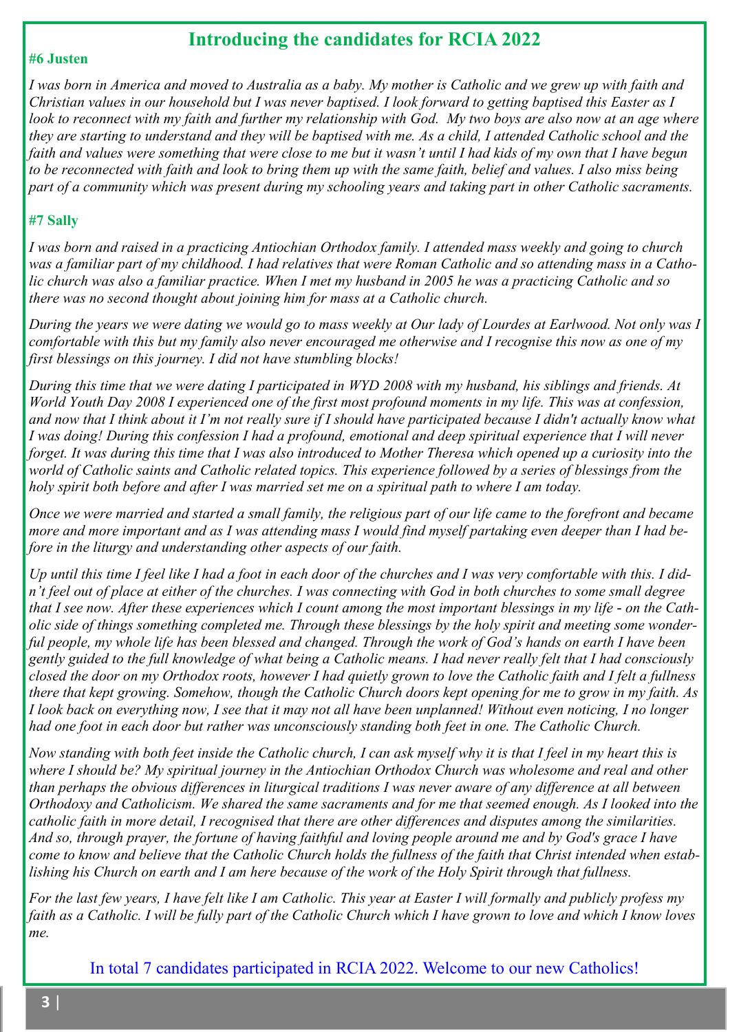## Introducing the candidates for RCIA 2022

**#6 Justen**

*I was born in America and moved to Australia as a baby. My mother is Catholic and we grew up with faith and Christian values in our household but I was never baptised. I look forward to getting baptised this Easter as I look to reconnect with my faith and further my relationship with God. My two boys are also now at an age where they are starting to understand and they will be baptised with me. As a child, I attended Catholic school and the faith and values were something that were close to me but it wasn't until I had kids of my own that I have begun to be reconnected with faith and look to bring them up with the same faith, belief and values. I also miss being part of a community which was present during my schooling years and taking part in other Catholic sacraments.*

**#7 Sally**

*I was born and raised in a practicing Antiochian Orthodox family. I attended mass weekly and going to church was a familiar part of my childhood. I had relatives that were Roman Catholic and so attending mass in a Catholic church was also a familiar practice. When I met my husband in 2005 he was a practicing Catholic and so there was no second thought about joining him for mass at a Catholic church.*

*During the years we were dating we would go to mass weekly at Our lady of Lourdes at Earlwood. Not only was I comfortable with this but my family also never encouraged me otherwise and I recognise this now as one of my first blessings on this journey. I did not have stumbling blocks!*

*During this time that we were dating I participated in WYD 2008 with my husband, his siblings and friends. At World Youth Day 2008 I experienced one of the first most profound moments in my life. This was at confession, and now that I think about it I'm not really sure if I should have participated because I didn't actually know what I was doing! During this confession I had a profound, emotional and deep spiritual experience that I will never forget. It was during this time that I was also introduced to Mother Theresa which opened up a curiosity into the world of Catholic saints and Catholic related topics. This experience followed by a series of blessings from the holy spirit both before and after I was married set me on a spiritual path to where I am today.*

*Once we were married and started a small family, the religious part of our life came to the forefront and became more and more important and as I was attending mass I would find myself partaking even deeper than I had before in the liturgy and understanding other aspects of our faith.*

*Up until this time I feel like I had a foot in each door of the churches and I was very comfortable with this. I didn't feel out of place at either of the churches. I was connecting with God in both churches to some small degree that I see now. After these experiences which I count among the most important blessings in my life - on the Catholic side of things something completed me. Through these blessings by the holy spirit and meeting some wonderful people, my whole life has been blessed and changed. Through the work of God's hands on earth I have been gently guided to the full knowledge of what being a Catholic means. I had never really felt that I had consciously closed the door on my Orthodox roots, however I had quietly grown to love the Catholic faith and I felt a fullness there that kept growing. Somehow, though the Catholic Church doors kept opening for me to grow in my faith. As I look back on everything now, I see that it may not all have been unplanned! Without even noticing, I no longer had one foot in each door but rather was unconsciously standing both feet in one. The Catholic Church.*

*Now standing with both feet inside the Catholic church, I can ask myself why it is that I feel in my heart this is where I should be? My spiritual journey in the Antiochian Orthodox Church was wholesome and real and other than perhaps the obvious differences in liturgical traditions I was never aware of any difference at all between Orthodoxy and Catholicism. We shared the same sacraments and for me that seemed enough. As I looked into the catholic faith in more detail, I recognised that there are other differences and disputes among the similarities. And so, through prayer, the fortune of having faithful and loving people around me and by God's grace I have come to know and believe that the Catholic Church holds the fullness of the faith that Christ intended when establishing his Church on earth and I am here because of the work of the Holy Spirit through that fullness.*

*For the last few years, I have felt like I am Catholic. This year at Easter I will formally and publicly profess my faith as a Catholic. I will be fully part of the Catholic Church which I have grown to love and which I know loves me.*

In total 7 candidates participated in RCIA 2022. Welcome to our new Catholics!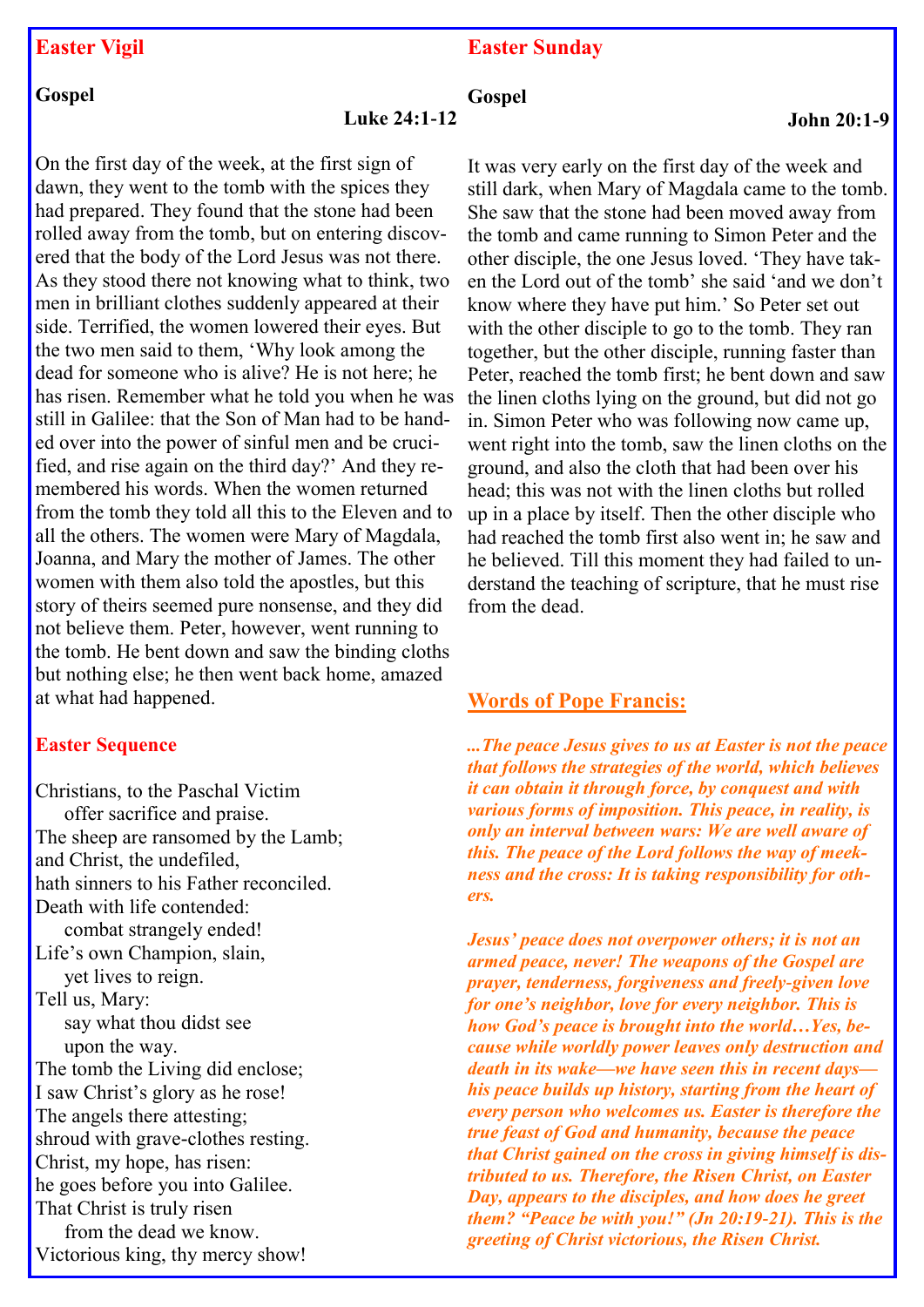## Easter Vigil

### Gospel

**Luke 24:1-12**

On the first day of the week, at the first sign of dawn, they went to the tomb with the spices they had prepared. They found that the stone had been rolled away from the tomb, but on entering discovered that the body of the Lord Jesus was not there. As they stood there not knowing what to think, two men in brilliant clothes suddenly appeared at their side. Terrified, the women lowered their eyes. But the two men said to them, 'Why look among the dead for someone who is alive? He is not here; he has risen. Remember what he told you when he was still in Galilee: that the Son of Man had to be handed over into the power of sinful men and be crucified, and rise again on the third day?' And they remembered his words. When the women returned from the tomb they told all this to the Eleven and to all the others. The women were Mary of Magdala, Joanna, and Mary the mother of James. The other women with them also told the apostles, but this story of theirs seemed pure nonsense, and they did not believe them. Peter, however, went running to the tomb. He bent down and saw the binding cloths but nothing else; he then went back home, amazed at what had happened.

## Easter Sequence

Christians, to the Paschal Victim
offer sacrifice and praise.
The sheep are ransomed by the Lamb;
and Christ, the undefiled,
hath sinners to his Father reconciled.
Death with life contended:
combat strangely ended!
Life's own Champion, slain,
yet lives to reign.
Tell us, Mary:
say what thou didst see
upon the way.
The tomb the Living did enclose;
I saw Christ's glory as he rose!
The angels there attesting;
shroud with grave-clothes resting.
Christ, my hope, has risen:
he goes before you into Galilee.
That Christ is truly risen
from the dead we know.
Victorious king, thy mercy show!

## Easter Sunday

### Gospel

**John 20:1-9**

It was very early on the first day of the week and still dark, when Mary of Magdala came to the tomb. She saw that the stone had been moved away from the tomb and came running to Simon Peter and the other disciple, the one Jesus loved. 'They have taken the Lord out of the tomb' she said 'and we don't know where they have put him.' So Peter set out with the other disciple to go to the tomb. They ran together, but the other disciple, running faster than Peter, reached the tomb first; he bent down and saw the linen cloths lying on the ground, but did not go in. Simon Peter who was following now came up, went right into the tomb, saw the linen cloths on the ground, and also the cloth that had been over his head; this was not with the linen cloths but rolled up in a place by itself. Then the other disciple who had reached the tomb first also went in; he saw and he believed. Till this moment they had failed to understand the teaching of scripture, that he must rise from the dead.

## Words of Pope Francis:

***...The peace Jesus gives to us at Easter is not the peace that follows the strategies of the world, which believes it can obtain it through force, by conquest and with various forms of imposition. This peace, in reality, is only an interval between wars: We are well aware of this. The peace of the Lord follows the way of meekness and the cross: It is taking responsibility for others.***

***Jesus' peace does not overpower others; it is not an armed peace, never! The weapons of the Gospel are prayer, tenderness, forgiveness and freely-given love for one's neighbor, love for every neighbor. This is how God's peace is brought into the world…Yes, because while worldly power leaves only destruction and death in its wake—we have seen this in recent days—his peace builds up history, starting from the heart of every person who welcomes us. Easter is therefore the true feast of God and humanity, because the peace that Christ gained on the cross in giving himself is distributed to us. Therefore, the Risen Christ, on Easter Day, appears to the disciples, and how does he greet them? "Peace be with you!" (Jn 20:19-21). This is the greeting of Christ victorious, the Risen Christ.***